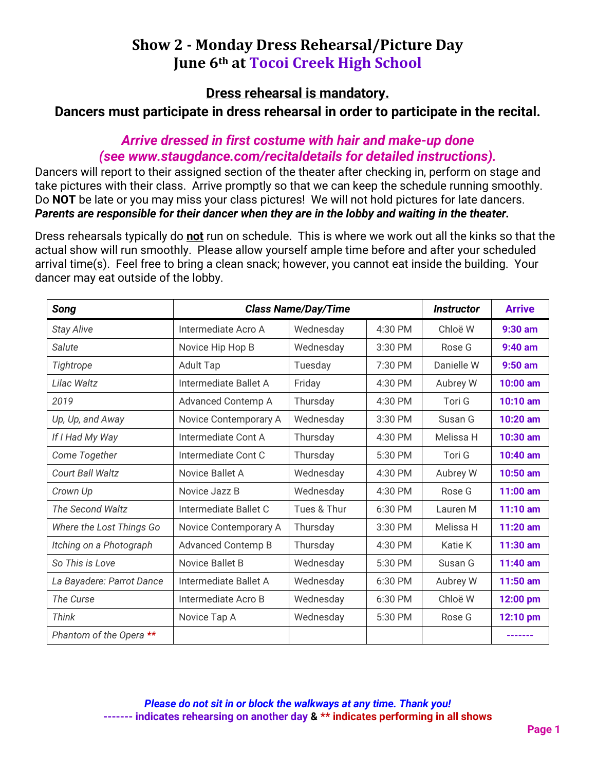# Show 2 - Monday Dress Rehearsal/Picture Day
# June 6th at Tocoi Creek High School

## Dress rehearsal is mandatory.

**Dancers must participate in dress rehearsal in order to participate in the recital.**

***Arrive dressed in first costume with hair and make-up done (see www.staugdance.com/recitaldetails for detailed instructions).***

Dancers will report to their assigned section of the theater after checking in, perform on stage and take pictures with their class. Arrive promptly so that we can keep the schedule running smoothly. Do **NOT** be late or you may miss your class pictures! We will not hold pictures for late dancers. ***Parents are responsible for their dancer when they are in the lobby and waiting in the theater.***

Dress rehearsals typically do **not** run on schedule. This is where we work out all the kinks so that the actual show will run smoothly. Please allow yourself ample time before and after your scheduled arrival time(s). Feel free to bring a clean snack; however, you cannot eat inside the building. Your dancer may eat outside of the lobby.

| Song | Class Name/Day/Time | | | Instructor | Arrive |
|---|---|---|---|---|---|
| *Stay Alive* | Intermediate Acro A | Wednesday | 4:30 PM | Chloë W | **9:30 am** |
| *Salute* | Novice Hip Hop B | Wednesday | 3:30 PM | Rose G | **9:40 am** |
| *Tightrope* | Adult Tap | Tuesday | 7:30 PM | Danielle W | **9:50 am** |
| *Lilac Waltz* | Intermediate Ballet A | Friday | 4:30 PM | Aubrey W | **10:00 am** |
| *2019* | Advanced Contemp A | Thursday | 4:30 PM | Tori G | **10:10 am** |
| *Up, Up, and Away* | Novice Contemporary A | Wednesday | 3:30 PM | Susan G | **10:20 am** |
| *If I Had My Way* | Intermediate Cont A | Thursday | 4:30 PM | Melissa H | **10:30 am** |
| *Come Together* | Intermediate Cont C | Thursday | 5:30 PM | Tori G | **10:40 am** |
| *Court Ball Waltz* | Novice Ballet A | Wednesday | 4:30 PM | Aubrey W | **10:50 am** |
| *Crown Up* | Novice Jazz B | Wednesday | 4:30 PM | Rose G | **11:00 am** |
| *The Second Waltz* | Intermediate Ballet C | Tues & Thur | 6:30 PM | Lauren M | **11:10 am** |
| *Where the Lost Things Go* | Novice Contemporary A | Thursday | 3:30 PM | Melissa H | **11:20 am** |
| *Itching on a Photograph* | Advanced Contemp B | Thursday | 4:30 PM | Katie K | **11:30 am** |
| *So This is Love* | Novice Ballet B | Wednesday | 5:30 PM | Susan G | **11:40 am** |
| *La Bayadere: Parrot Dance* | Intermediate Ballet A | Wednesday | 6:30 PM | Aubrey W | **11:50 am** |
| *The Curse* | Intermediate Acro B | Wednesday | 6:30 PM | Chloë W | **12:00 pm** |
| *Think* | Novice Tap A | Wednesday | 5:30 PM | Rose G | **12:10 pm** |
| *Phantom of the Opera* ** | | | | | ------- |

***Please do not sit in or block the walkways at any time. Thank you!***

**------- indicates rehearsing on another day & ** indicates performing in all shows**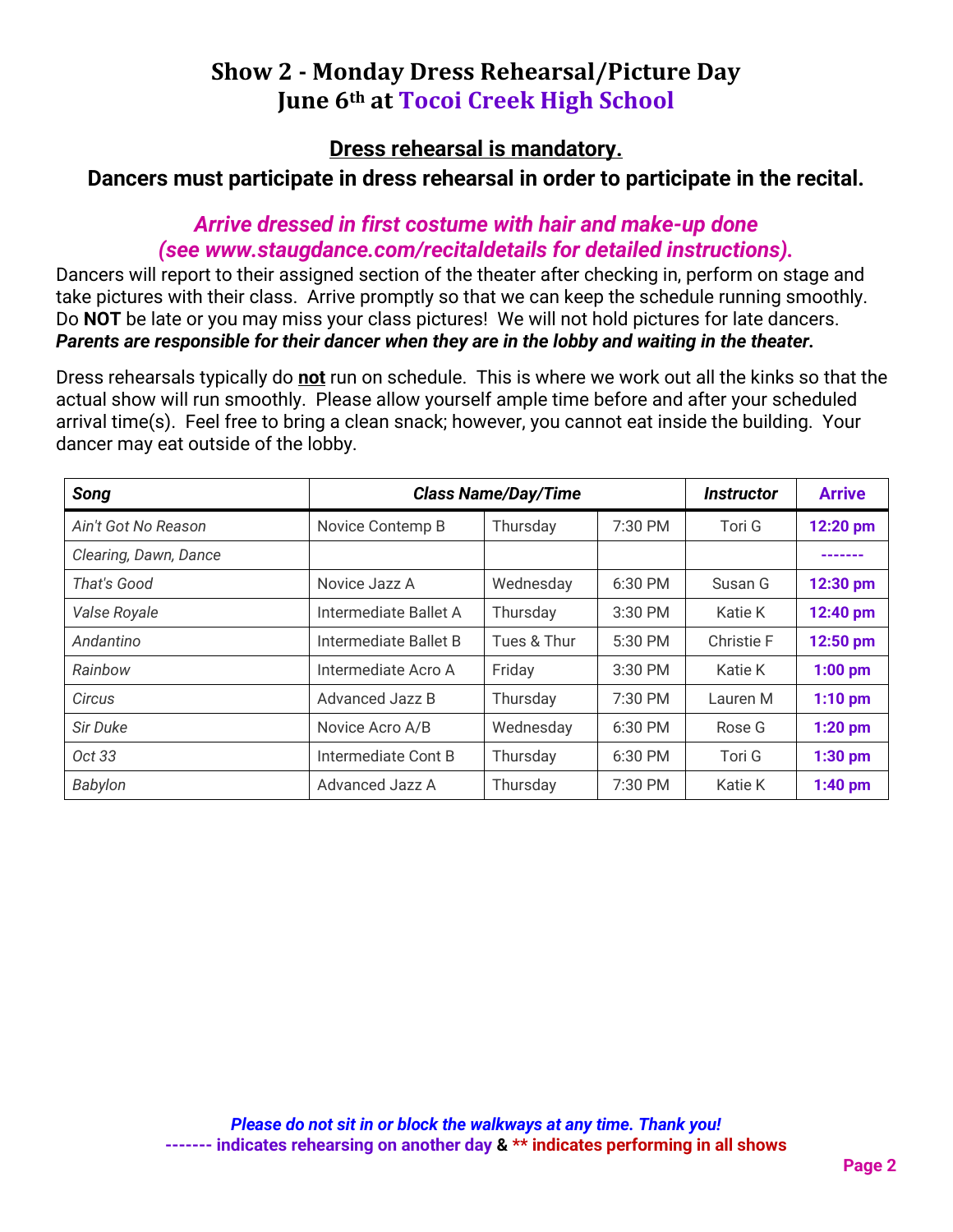# Show 2 - Monday Dress Rehearsal/Picture Day
# June 6th at Tocoi Creek High School

## Dress rehearsal is mandatory.

**Dancers must participate in dress rehearsal in order to participate in the recital.**

***Arrive dressed in first costume with hair and make-up done (see www.staugdance.com/recitaldetails for detailed instructions).***

Dancers will report to their assigned section of the theater after checking in, perform on stage and take pictures with their class. Arrive promptly so that we can keep the schedule running smoothly. Do **NOT** be late or you may miss your class pictures! We will not hold pictures for late dancers. ***Parents are responsible for their dancer when they are in the lobby and waiting in the theater.***

Dress rehearsals typically do **not** run on schedule. This is where we work out all the kinks so that the actual show will run smoothly. Please allow yourself ample time before and after your scheduled arrival time(s). Feel free to bring a clean snack; however, you cannot eat inside the building. Your dancer may eat outside of the lobby.

| *Song* | *Class Name/Day/Time* | | | *Instructor* | **Arrive** |
|---|---|---|---|---|---|
| *Ain't Got No Reason* | Novice Contemp B | Thursday | 7:30 PM | Tori G | **12:20 pm** |
| *Clearing, Dawn, Dance* | | | | | ------- |
| *That's Good* | Novice Jazz A | Wednesday | 6:30 PM | Susan G | **12:30 pm** |
| *Valse Royale* | Intermediate Ballet A | Thursday | 3:30 PM | Katie K | **12:40 pm** |
| *Andantino* | Intermediate Ballet B | Tues & Thur | 5:30 PM | Christie F | **12:50 pm** |
| *Rainbow* | Intermediate Acro A | Friday | 3:30 PM | Katie K | **1:00 pm** |
| *Circus* | Advanced Jazz B | Thursday | 7:30 PM | Lauren M | **1:10 pm** |
| *Sir Duke* | Novice Acro A/B | Wednesday | 6:30 PM | Rose G | **1:20 pm** |
| *Oct 33* | Intermediate Cont B | Thursday | 6:30 PM | Tori G | **1:30 pm** |
| *Babylon* | Advanced Jazz A | Thursday | 7:30 PM | Katie K | **1:40 pm** |

***Please do not sit in or block the walkways at any time. Thank you!***

**------- indicates rehearsing on another day & ** indicates performing in all shows**